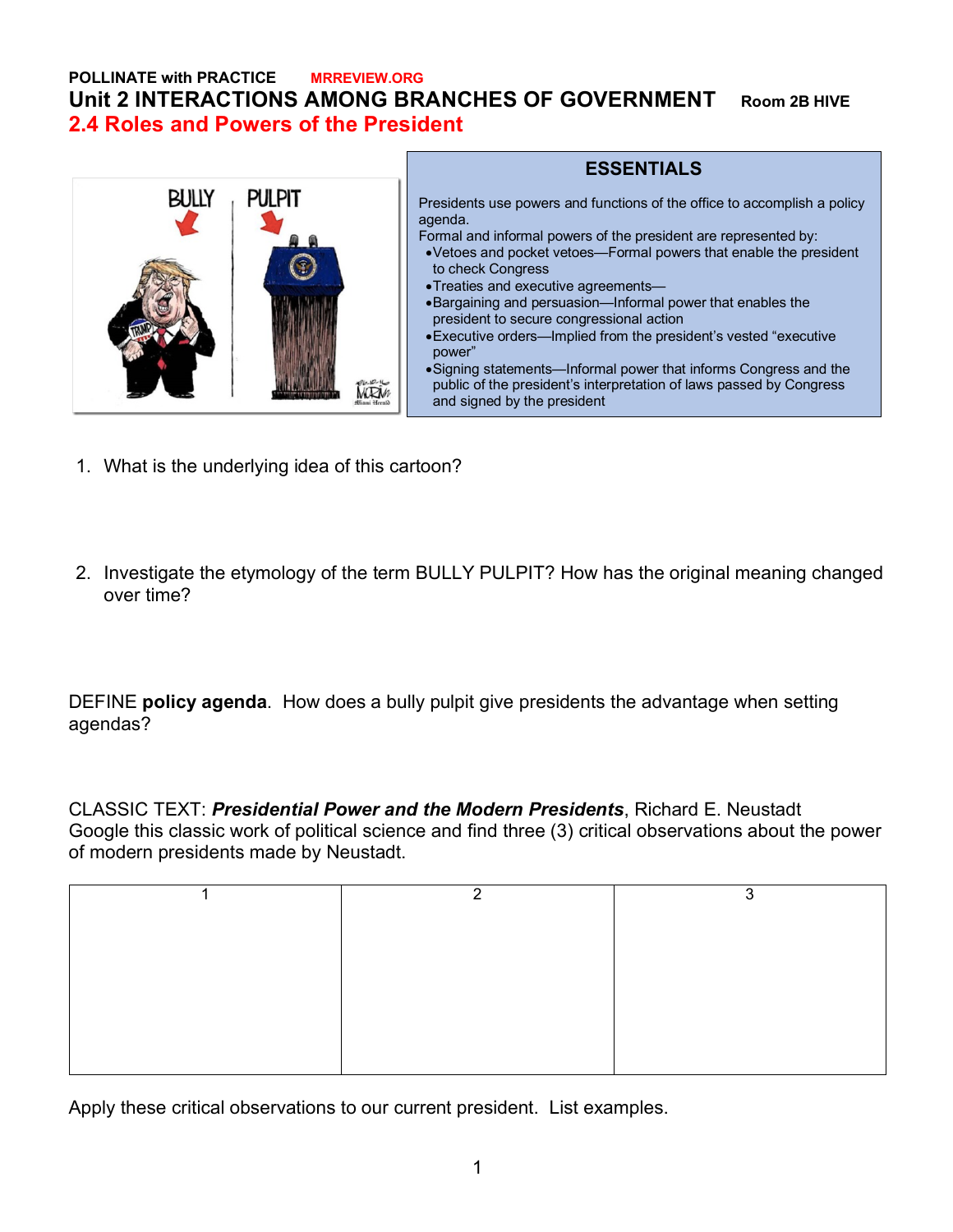**POLLINATE with PRACTICE** MRREVIEW.ORG

# Unit 2 INTERACTIONS AMONG BRANCHES OF GOVERNMENT Room 2B HIVE

## 2.4 Roles and Powers of the President

### ESSENTIALS

Presidents use powers and functions of the office to accomplish a policy agenda.
Formal and informal powers of the president are represented by:

- Vetoes and pocket vetoes—Formal powers that enable the president to check Congress
- Treaties and executive agreements—
- Bargaining and persuasion—Informal power that enables the president to secure congressional action
- Executive orders—Implied from the president's vested "executive power"
- Signing statements—Informal power that informs Congress and the public of the president's interpretation of laws passed by Congress and signed by the president

1. What is the underlying idea of this cartoon?

2. Investigate the etymology of the term BULLY PULPIT? How has the original meaning changed over time?

DEFINE **policy agenda**. How does a bully pulpit give presidents the advantage when setting agendas?

CLASSIC TEXT: ***Presidential Power and the Modern Presidents***, Richard E. Neustadt
Google this classic work of political science and find three (3) critical observations about the power of modern presidents made by Neustadt.

| 1 | 2 | 3 |
|---|---|---|
| | | |

Apply these critical observations to our current president. List examples.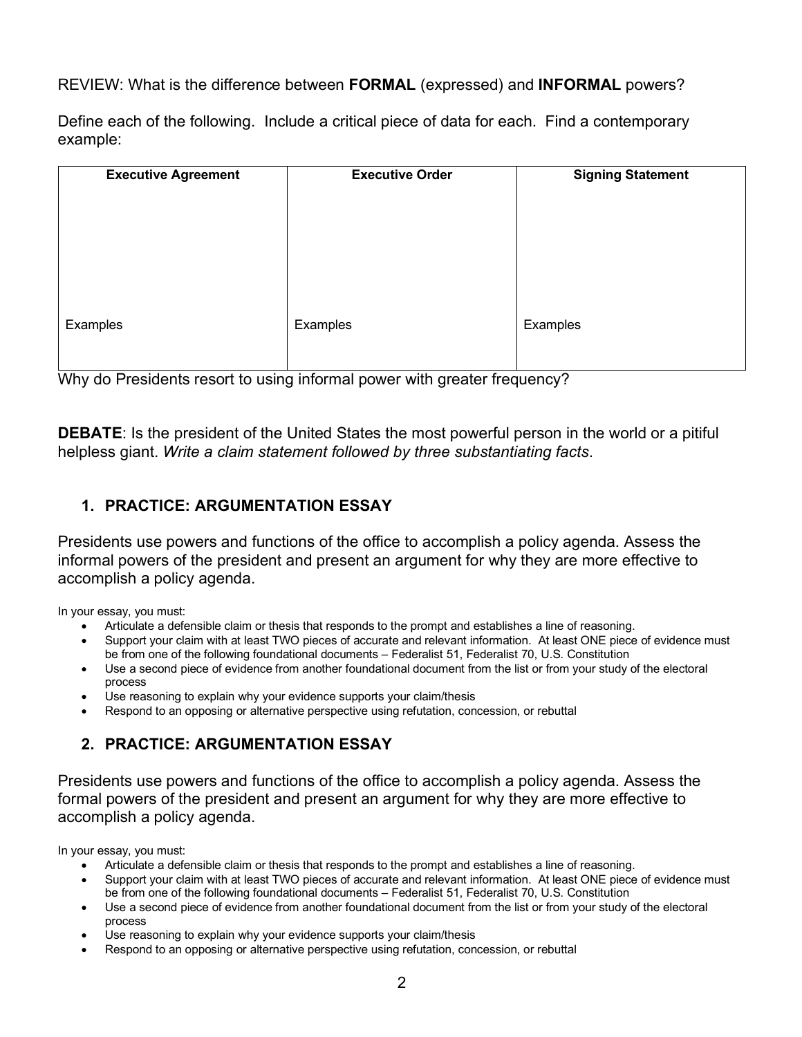REVIEW: What is the difference between **FORMAL** (expressed) and **INFORMAL** powers?

Define each of the following. Include a critical piece of data for each. Find a contemporary example:

| Executive Agreement | Executive Order | Signing Statement |
|---|---|---|
| | | |
| Examples | Examples | Examples |

Why do Presidents resort to using informal power with greater frequency?

**DEBATE**: Is the president of the United States the most powerful person in the world or a pitiful helpless giant. *Write a claim statement followed by three substantiating facts*.

## 1. PRACTICE: ARGUMENTATION ESSAY

Presidents use powers and functions of the office to accomplish a policy agenda. Assess the informal powers of the president and present an argument for why they are more effective to accomplish a policy agenda.

In your essay, you must:

- Articulate a defensible claim or thesis that responds to the prompt and establishes a line of reasoning.
- Support your claim with at least TWO pieces of accurate and relevant information. At least ONE piece of evidence must be from one of the following foundational documents – Federalist 51, Federalist 70, U.S. Constitution
- Use a second piece of evidence from another foundational document from the list or from your study of the electoral process
- Use reasoning to explain why your evidence supports your claim/thesis
- Respond to an opposing or alternative perspective using refutation, concession, or rebuttal

## 2. PRACTICE: ARGUMENTATION ESSAY

Presidents use powers and functions of the office to accomplish a policy agenda. Assess the formal powers of the president and present an argument for why they are more effective to accomplish a policy agenda.

In your essay, you must:

- Articulate a defensible claim or thesis that responds to the prompt and establishes a line of reasoning.
- Support your claim with at least TWO pieces of accurate and relevant information. At least ONE piece of evidence must be from one of the following foundational documents – Federalist 51, Federalist 70, U.S. Constitution
- Use a second piece of evidence from another foundational document from the list or from your study of the electoral process
- Use reasoning to explain why your evidence supports your claim/thesis
- Respond to an opposing or alternative perspective using refutation, concession, or rebuttal